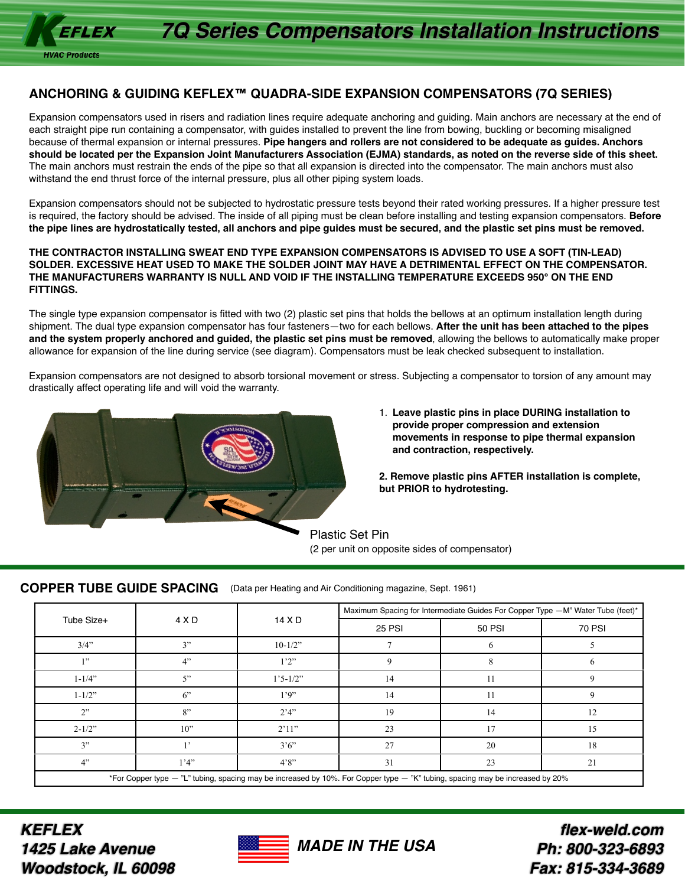# 7Q Series Compensators Installation Instructions

KEFLEX HVAC Products

## ANCHORING & GUIDING KEFLEX™ QUADRA-SIDE EXPANSION COMPENSATORS (7Q SERIES)

Expansion compensators used in risers and radiation lines require adequate anchoring and guiding. Main anchors are necessary at the end of each straight pipe run containing a compensator, with guides installed to prevent the line from bowing, buckling or becoming misaligned because of thermal expansion or internal pressures. **Pipe hangers and rollers are not considered to be adequate as guides. Anchors should be located per the Expansion Joint Manufacturers Association (EJMA) standards, as noted on the reverse side of this sheet.** The main anchors must restrain the ends of the pipe so that all expansion is directed into the compensator. The main anchors must also withstand the end thrust force of the internal pressure, plus all other piping system loads.

Expansion compensators should not be subjected to hydrostatic pressure tests beyond their rated working pressures. If a higher pressure test is required, the factory should be advised. The inside of all piping must be clean before installing and testing expansion compensators. **Before the pipe lines are hydrostatically tested, all anchors and pipe guides must be secured, and the plastic set pins must be removed.**

**THE CONTRACTOR INSTALLING SWEAT END TYPE EXPANSION COMPENSATORS IS ADVISED TO USE A SOFT (TIN-LEAD) SOLDER. EXCESSIVE HEAT USED TO MAKE THE SOLDER JOINT MAY HAVE A DETRIMENTAL EFFECT ON THE COMPENSATOR. THE MANUFACTURERS WARRANTY IS NULL AND VOID IF THE INSTALLING TEMPERATURE EXCEEDS 950° ON THE END FITTINGS.**

The single type expansion compensator is fitted with two (2) plastic set pins that holds the bellows at an optimum installation length during shipment. The dual type expansion compensator has four fasteners—two for each bellows. **After the unit has been attached to the pipes and the system properly anchored and guided, the plastic set pins must be removed**, allowing the bellows to automatically make proper allowance for expansion of the line during service (see diagram). Compensators must be leak checked subsequent to installation.

Expansion compensators are not designed to absorb torsional movement or stress. Subjecting a compensator to torsion of any amount may drastically affect operating life and will void the warranty.

1. **Leave plastic pins in place DURING installation to provide proper compression and extension movements in response to pipe thermal expansion and contraction, respectively.**

2. **Remove plastic pins AFTER installation is complete, but PRIOR to hydrotesting.**

Plastic Set Pin
(2 per unit on opposite sides of compensator)

## COPPER TUBE GUIDE SPACING

(Data per Heating and Air Conditioning magazine, Sept. 1961)

| Tube Size+ | 4 X D | 14 X D | Maximum Spacing for Intermediate Guides For Copper Type —M" Water Tube (feet)* | | |
|---|---|---|---|---|---|
| | | | 25 PSI | 50 PSI | 70 PSI |
| 3/4" | 3" | 10-1/2" | 7 | 6 | 5 |
| 1" | 4" | 1'2" | 9 | 8 | 6 |
| 1-1/4" | 5" | 1'5-1/2" | 14 | 11 | 9 |
| 1-1/2" | 6" | 1'9" | 14 | 11 | 9 |
| 2" | 8" | 2'4" | 19 | 14 | 12 |
| 2-1/2" | 10" | 2'11" | 23 | 17 | 15 |
| 3" | 1' | 3'6" | 27 | 20 | 18 |
| 4" | 1'4" | 4'8" | 31 | 23 | 21 |

*For Copper type — "L" tubing, spacing may be increased by 10%. For Copper type — "K" tubing, spacing may be increased by 20%

**KEFLEX**
**1425 Lake Avenue**
**Woodstock, IL 60098**

**MADE IN THE USA**

**flex-weld.com**
**Ph: 800-323-6893**
**Fax: 815-334-3689**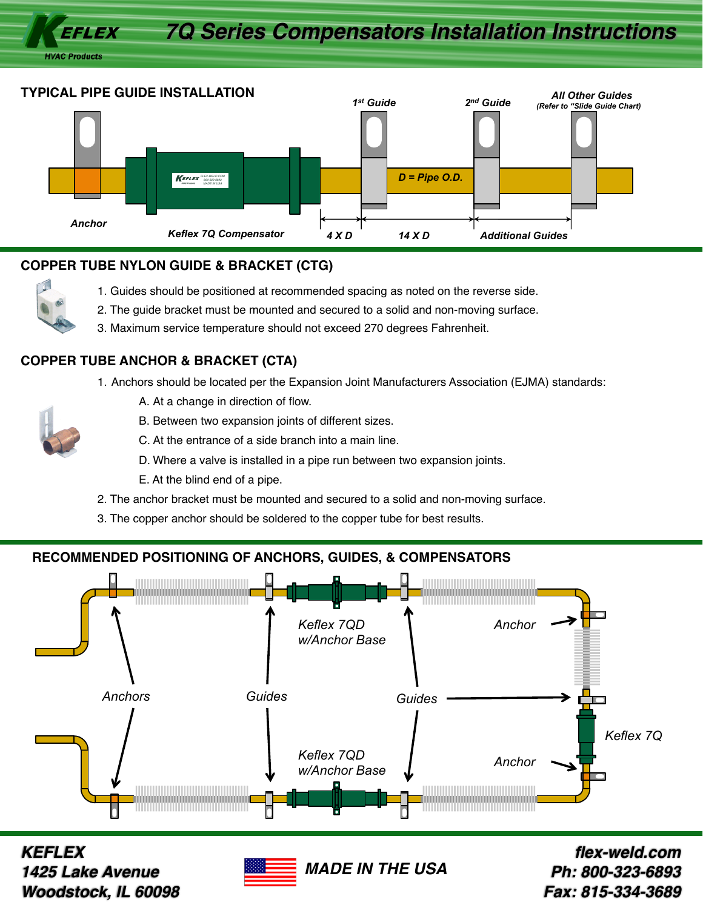# 7Q Series Compensators Installation Instructions

## TYPICAL PIPE GUIDE INSTALLATION

Anchor

Keflex 7Q Compensator

1st Guide

2nd Guide

All Other Guides
(Refer to "Slide Guide Chart)

D = Pipe O.D.

4 X D

14 X D

Additional Guides

## COPPER TUBE NYLON GUIDE & BRACKET (CTG)

1. Guides should be positioned at recommended spacing as noted on the reverse side.
2. The guide bracket must be mounted and secured to a solid and non-moving surface.
3. Maximum service temperature should not exceed 270 degrees Fahrenheit.

## COPPER TUBE ANCHOR & BRACKET (CTA)

1. Anchors should be located per the Expansion Joint Manufacturers Association (EJMA) standards:
   - A. At a change in direction of flow.
   - B. Between two expansion joints of different sizes.
   - C. At the entrance of a side branch into a main line.
   - D. Where a valve is installed in a pipe run between two expansion joints.
   - E. At the blind end of a pipe.
2. The anchor bracket must be mounted and secured to a solid and non-moving surface.
3. The copper anchor should be soldered to the copper tube for best results.

## RECOMMENDED POSITIONING OF ANCHORS, GUIDES, & COMPENSATORS

Keflex 7QD w/Anchor Base

Anchor

Anchors

Guides

Guides

Keflex 7Q

Keflex 7QD w/Anchor Base

Anchor

**KEFLEX**
**1425 Lake Avenue**
**Woodstock, IL 60098**

**MADE IN THE USA**

**flex-weld.com**
**Ph: 800-323-6893**
**Fax: 815-334-3689**